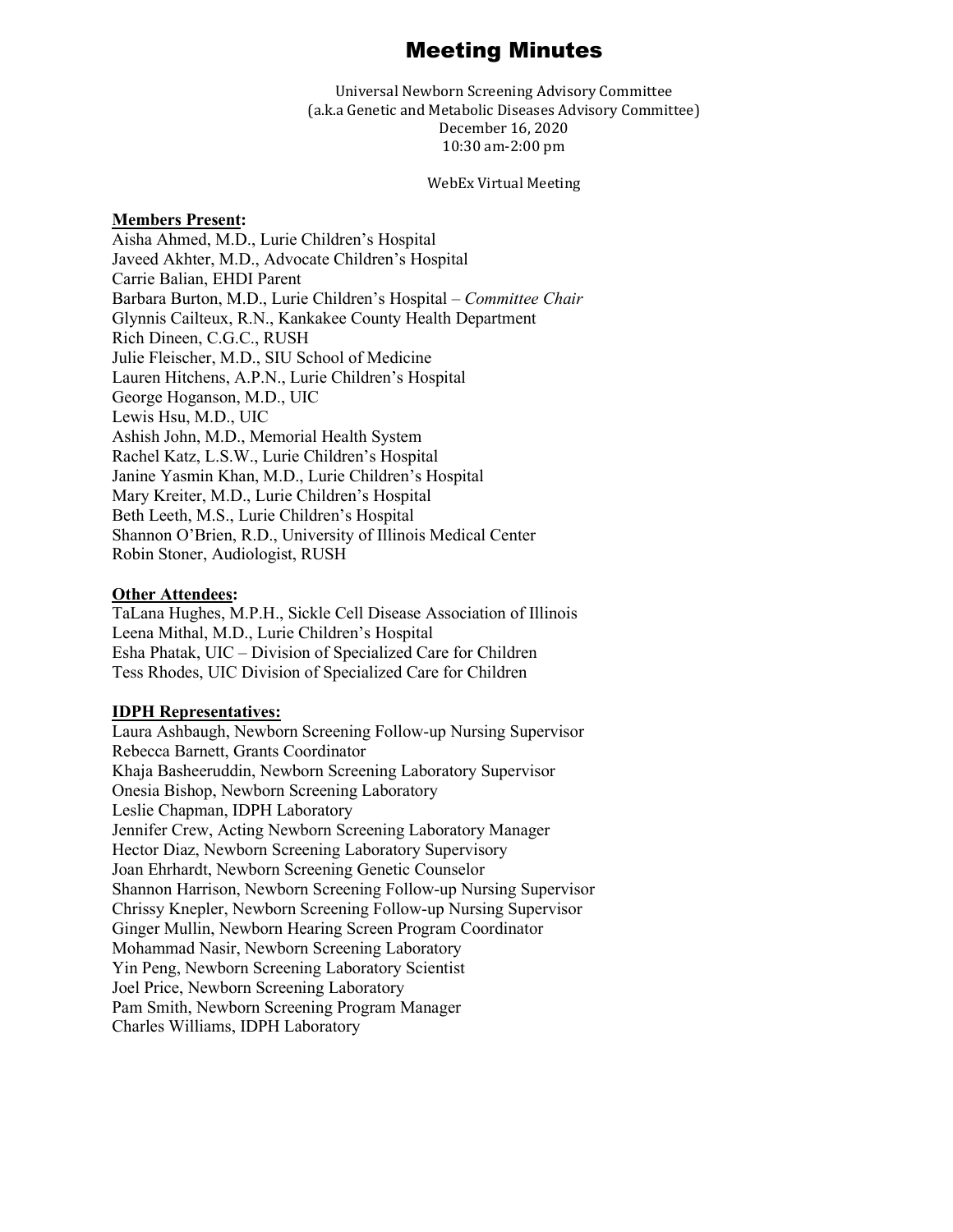# Meeting Minutes

Universal Newborn Screening Advisory Committee
(a.k.a Genetic and Metabolic Diseases Advisory Committee)
December 16, 2020
10:30 am-2:00 pm

WebEx Virtual Meeting

**Members Present:**

Aisha Ahmed, M.D., Lurie Children's Hospital
Javeed Akhter, M.D., Advocate Children's Hospital
Carrie Balian, EHDI Parent
Barbara Burton, M.D., Lurie Children's Hospital – *Committee Chair*
Glynnis Cailteux, R.N., Kankakee County Health Department
Rich Dineen, C.G.C., RUSH
Julie Fleischer, M.D., SIU School of Medicine
Lauren Hitchens, A.P.N., Lurie Children's Hospital
George Hoganson, M.D., UIC
Lewis Hsu, M.D., UIC
Ashish John, M.D., Memorial Health System
Rachel Katz, L.S.W., Lurie Children's Hospital
Janine Yasmin Khan, M.D., Lurie Children's Hospital
Mary Kreiter, M.D., Lurie Children's Hospital
Beth Leeth, M.S., Lurie Children's Hospital
Shannon O'Brien, R.D., University of Illinois Medical Center
Robin Stoner, Audiologist, RUSH

**Other Attendees:**

TaLana Hughes, M.P.H., Sickle Cell Disease Association of Illinois
Leena Mithal, M.D., Lurie Children's Hospital
Esha Phatak, UIC – Division of Specialized Care for Children
Tess Rhodes, UIC Division of Specialized Care for Children

**IDPH Representatives:**

Laura Ashbaugh, Newborn Screening Follow-up Nursing Supervisor
Rebecca Barnett, Grants Coordinator
Khaja Basheeruddin, Newborn Screening Laboratory Supervisor
Onesia Bishop, Newborn Screening Laboratory
Leslie Chapman, IDPH Laboratory
Jennifer Crew, Acting Newborn Screening Laboratory Manager
Hector Diaz, Newborn Screening Laboratory Supervisory
Joan Ehrhardt, Newborn Screening Genetic Counselor
Shannon Harrison, Newborn Screening Follow-up Nursing Supervisor
Chrissy Knepler, Newborn Screening Follow-up Nursing Supervisor
Ginger Mullin, Newborn Hearing Screen Program Coordinator
Mohammad Nasir, Newborn Screening Laboratory
Yin Peng, Newborn Screening Laboratory Scientist
Joel Price, Newborn Screening Laboratory
Pam Smith, Newborn Screening Program Manager
Charles Williams, IDPH Laboratory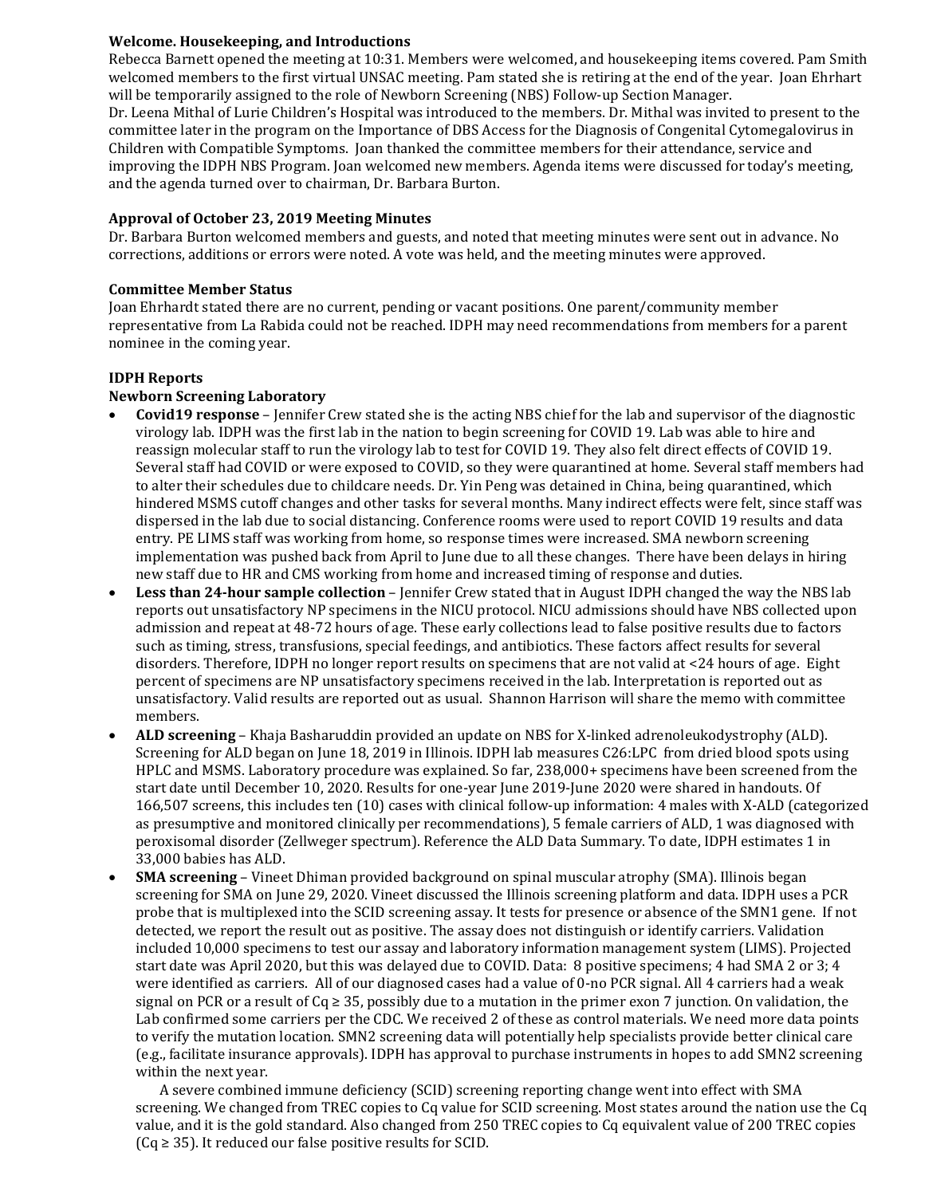**Welcome. Housekeeping, and Introductions**

Rebecca Barnett opened the meeting at 10:31. Members were welcomed, and housekeeping items covered. Pam Smith welcomed members to the first virtual UNSAC meeting. Pam stated she is retiring at the end of the year. Joan Ehrhart will be temporarily assigned to the role of Newborn Screening (NBS) Follow-up Section Manager.

Dr. Leena Mithal of Lurie Children's Hospital was introduced to the members. Dr. Mithal was invited to present to the committee later in the program on the Importance of DBS Access for the Diagnosis of Congenital Cytomegalovirus in Children with Compatible Symptoms. Joan thanked the committee members for their attendance, service and improving the IDPH NBS Program. Joan welcomed new members. Agenda items were discussed for today's meeting, and the agenda turned over to chairman, Dr. Barbara Burton.

**Approval of October 23, 2019 Meeting Minutes**

Dr. Barbara Burton welcomed members and guests, and noted that meeting minutes were sent out in advance. No corrections, additions or errors were noted. A vote was held, and the meeting minutes were approved.

**Committee Member Status**

Joan Ehrhardt stated there are no current, pending or vacant positions. One parent/community member representative from La Rabida could not be reached. IDPH may need recommendations from members for a parent nominee in the coming year.

**IDPH Reports**

**Newborn Screening Laboratory**

- **Covid19 response** – Jennifer Crew stated she is the acting NBS chief for the lab and supervisor of the diagnostic virology lab. IDPH was the first lab in the nation to begin screening for COVID 19. Lab was able to hire and reassign molecular staff to run the virology lab to test for COVID 19. They also felt direct effects of COVID 19. Several staff had COVID or were exposed to COVID, so they were quarantined at home. Several staff members had to alter their schedules due to childcare needs. Dr. Yin Peng was detained in China, being quarantined, which hindered MSMS cutoff changes and other tasks for several months. Many indirect effects were felt, since staff was dispersed in the lab due to social distancing. Conference rooms were used to report COVID 19 results and data entry. PE LIMS staff was working from home, so response times were increased. SMA newborn screening implementation was pushed back from April to June due to all these changes. There have been delays in hiring new staff due to HR and CMS working from home and increased timing of response and duties.
- **Less than 24-hour sample collection** – Jennifer Crew stated that in August IDPH changed the way the NBS lab reports out unsatisfactory NP specimens in the NICU protocol. NICU admissions should have NBS collected upon admission and repeat at 48-72 hours of age. These early collections lead to false positive results due to factors such as timing, stress, transfusions, special feedings, and antibiotics. These factors affect results for several disorders. Therefore, IDPH no longer report results on specimens that are not valid at <24 hours of age. Eight percent of specimens are NP unsatisfactory specimens received in the lab. Interpretation is reported out as unsatisfactory. Valid results are reported out as usual. Shannon Harrison will share the memo with committee members.
- **ALD screening** – Khaja Basharuddin provided an update on NBS for X-linked adrenoleukodystrophy (ALD). Screening for ALD began on June 18, 2019 in Illinois. IDPH lab measures C26:LPC from dried blood spots using HPLC and MSMS. Laboratory procedure was explained. So far, 238,000+ specimens have been screened from the start date until December 10, 2020. Results for one-year June 2019-June 2020 were shared in handouts. Of 166,507 screens, this includes ten (10) cases with clinical follow-up information: 4 males with X-ALD (categorized as presumptive and monitored clinically per recommendations), 5 female carriers of ALD, 1 was diagnosed with peroxisomal disorder (Zellweger spectrum). Reference the ALD Data Summary. To date, IDPH estimates 1 in 33,000 babies has ALD.
- **SMA screening** – Vineet Dhiman provided background on spinal muscular atrophy (SMA). Illinois began screening for SMA on June 29, 2020. Vineet discussed the Illinois screening platform and data. IDPH uses a PCR probe that is multiplexed into the SCID screening assay. It tests for presence or absence of the SMN1 gene. If not detected, we report the result out as positive. The assay does not distinguish or identify carriers. Validation included 10,000 specimens to test our assay and laboratory information management system (LIMS). Projected start date was April 2020, but this was delayed due to COVID. Data: 8 positive specimens; 4 had SMA 2 or 3; 4 were identified as carriers. All of our diagnosed cases had a value of 0-no PCR signal. All 4 carriers had a weak signal on PCR or a result of Cq ≥ 35, possibly due to a mutation in the primer exon 7 junction. On validation, the Lab confirmed some carriers per the CDC. We received 2 of these as control materials. We need more data points to verify the mutation location. SMN2 screening data will potentially help specialists provide better clinical care (e.g., facilitate insurance approvals). IDPH has approval to purchase instruments in hopes to add SMN2 screening within the next year.

  A severe combined immune deficiency (SCID) screening reporting change went into effect with SMA screening. We changed from TREC copies to Cq value for SCID screening. Most states around the nation use the Cq value, and it is the gold standard. Also changed from 250 TREC copies to Cq equivalent value of 200 TREC copies (Cq ≥ 35). It reduced our false positive results for SCID.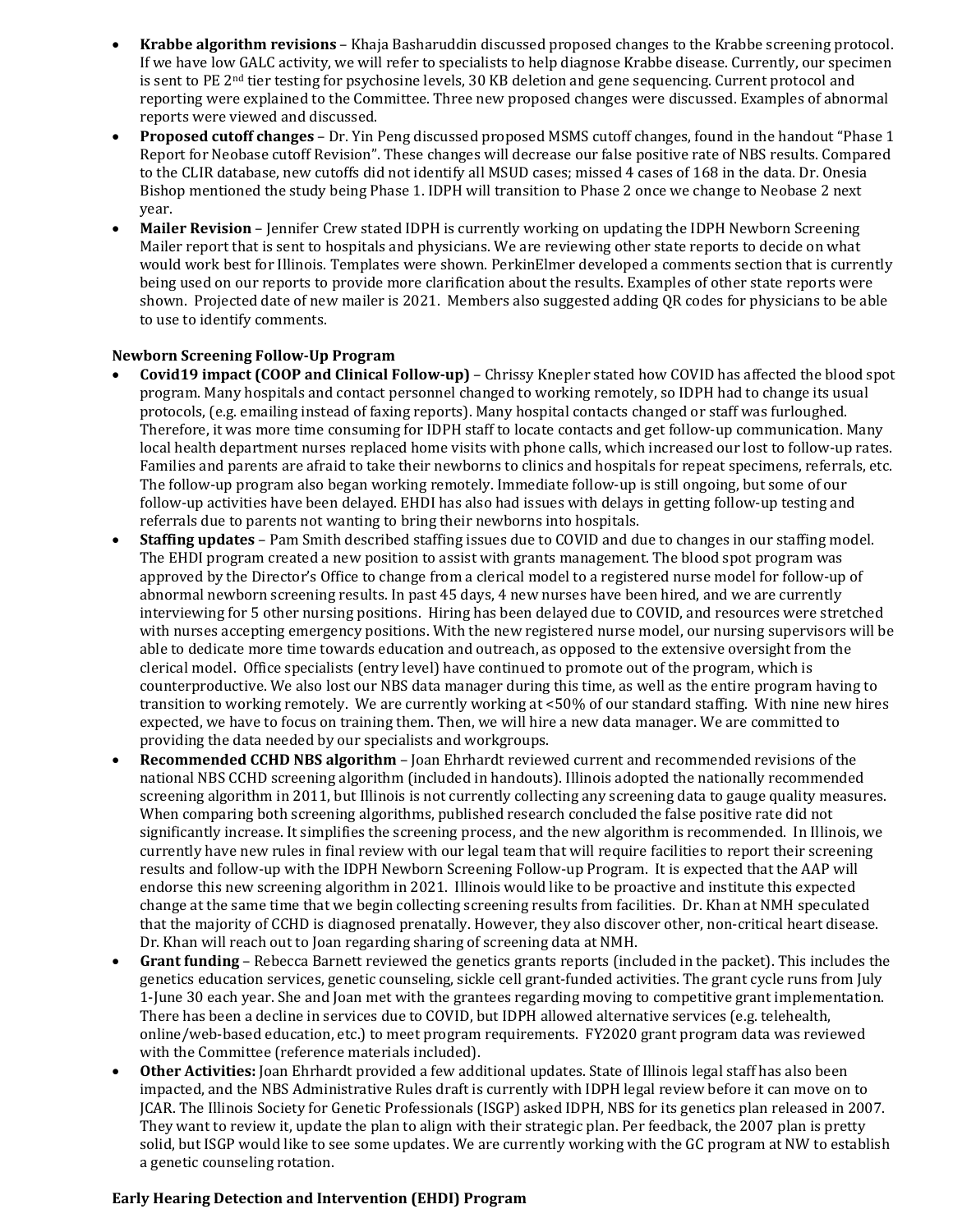- **Krabbe algorithm revisions** – Khaja Basharuddin discussed proposed changes to the Krabbe screening protocol. If we have low GALC activity, we will refer to specialists to help diagnose Krabbe disease. Currently, our specimen is sent to PE 2nd tier testing for psychosine levels, 30 KB deletion and gene sequencing. Current protocol and reporting were explained to the Committee. Three new proposed changes were discussed. Examples of abnormal reports were viewed and discussed.
- **Proposed cutoff changes** – Dr. Yin Peng discussed proposed MSMS cutoff changes, found in the handout "Phase 1 Report for Neobase cutoff Revision". These changes will decrease our false positive rate of NBS results. Compared to the CLIR database, new cutoffs did not identify all MSUD cases; missed 4 cases of 168 in the data. Dr. Onesia Bishop mentioned the study being Phase 1. IDPH will transition to Phase 2 once we change to Neobase 2 next year.
- **Mailer Revision** – Jennifer Crew stated IDPH is currently working on updating the IDPH Newborn Screening Mailer report that is sent to hospitals and physicians. We are reviewing other state reports to decide on what would work best for Illinois. Templates were shown. PerkinElmer developed a comments section that is currently being used on our reports to provide more clarification about the results. Examples of other state reports were shown. Projected date of new mailer is 2021. Members also suggested adding QR codes for physicians to be able to use to identify comments.

**Newborn Screening Follow-Up Program**

- **Covid19 impact (COOP and Clinical Follow-up)** – Chrissy Knepler stated how COVID has affected the blood spot program. Many hospitals and contact personnel changed to working remotely, so IDPH had to change its usual protocols, (e.g. emailing instead of faxing reports). Many hospital contacts changed or staff was furloughed. Therefore, it was more time consuming for IDPH staff to locate contacts and get follow-up communication. Many local health department nurses replaced home visits with phone calls, which increased our lost to follow-up rates. Families and parents are afraid to take their newborns to clinics and hospitals for repeat specimens, referrals, etc. The follow-up program also began working remotely. Immediate follow-up is still ongoing, but some of our follow-up activities have been delayed. EHDI has also had issues with delays in getting follow-up testing and referrals due to parents not wanting to bring their newborns into hospitals.
- **Staffing updates** – Pam Smith described staffing issues due to COVID and due to changes in our staffing model. The EHDI program created a new position to assist with grants management. The blood spot program was approved by the Director's Office to change from a clerical model to a registered nurse model for follow-up of abnormal newborn screening results. In past 45 days, 4 new nurses have been hired, and we are currently interviewing for 5 other nursing positions. Hiring has been delayed due to COVID, and resources were stretched with nurses accepting emergency positions. With the new registered nurse model, our nursing supervisors will be able to dedicate more time towards education and outreach, as opposed to the extensive oversight from the clerical model. Office specialists (entry level) have continued to promote out of the program, which is counterproductive. We also lost our NBS data manager during this time, as well as the entire program having to transition to working remotely. We are currently working at <50% of our standard staffing. With nine new hires expected, we have to focus on training them. Then, we will hire a new data manager. We are committed to providing the data needed by our specialists and workgroups.
- **Recommended CCHD NBS algorithm** – Joan Ehrhardt reviewed current and recommended revisions of the national NBS CCHD screening algorithm (included in handouts). Illinois adopted the nationally recommended screening algorithm in 2011, but Illinois is not currently collecting any screening data to gauge quality measures. When comparing both screening algorithms, published research concluded the false positive rate did not significantly increase. It simplifies the screening process, and the new algorithm is recommended. In Illinois, we currently have new rules in final review with our legal team that will require facilities to report their screening results and follow-up with the IDPH Newborn Screening Follow-up Program. It is expected that the AAP will endorse this new screening algorithm in 2021. Illinois would like to be proactive and institute this expected change at the same time that we begin collecting screening results from facilities. Dr. Khan at NMH speculated that the majority of CCHD is diagnosed prenatally. However, they also discover other, non-critical heart disease. Dr. Khan will reach out to Joan regarding sharing of screening data at NMH.
- **Grant funding** – Rebecca Barnett reviewed the genetics grants reports (included in the packet). This includes the genetics education services, genetic counseling, sickle cell grant-funded activities. The grant cycle runs from July 1-June 30 each year. She and Joan met with the grantees regarding moving to competitive grant implementation. There has been a decline in services due to COVID, but IDPH allowed alternative services (e.g. telehealth, online/web-based education, etc.) to meet program requirements. FY2020 grant program data was reviewed with the Committee (reference materials included).
- **Other Activities:** Joan Ehrhardt provided a few additional updates. State of Illinois legal staff has also been impacted, and the NBS Administrative Rules draft is currently with IDPH legal review before it can move on to JCAR. The Illinois Society for Genetic Professionals (ISGP) asked IDPH, NBS for its genetics plan released in 2007. They want to review it, update the plan to align with their strategic plan. Per feedback, the 2007 plan is pretty solid, but ISGP would like to see some updates. We are currently working with the GC program at NW to establish a genetic counseling rotation.

**Early Hearing Detection and Intervention (EHDI) Program**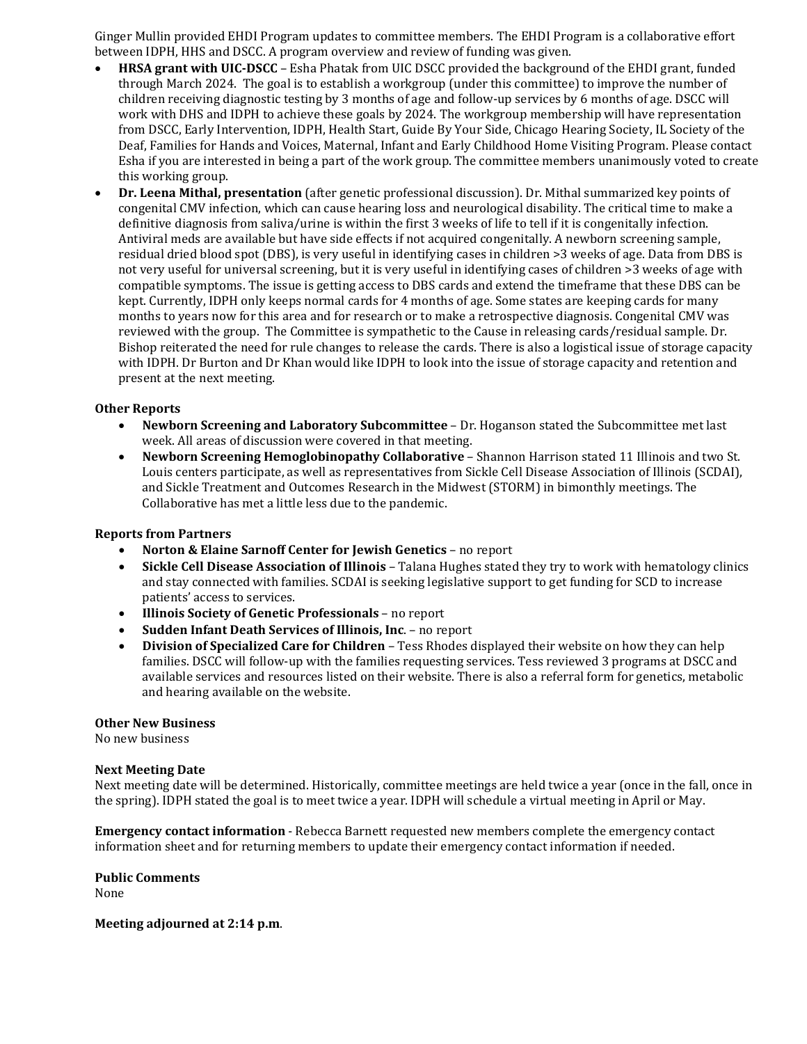Ginger Mullin provided EHDI Program updates to committee members. The EHDI Program is a collaborative effort between IDPH, HHS and DSCC. A program overview and review of funding was given.

- **HRSA grant with UIC-DSCC** – Esha Phatak from UIC DSCC provided the background of the EHDI grant, funded through March 2024. The goal is to establish a workgroup (under this committee) to improve the number of children receiving diagnostic testing by 3 months of age and follow-up services by 6 months of age. DSCC will work with DHS and IDPH to achieve these goals by 2024. The workgroup membership will have representation from DSCC, Early Intervention, IDPH, Health Start, Guide By Your Side, Chicago Hearing Society, IL Society of the Deaf, Families for Hands and Voices, Maternal, Infant and Early Childhood Home Visiting Program. Please contact Esha if you are interested in being a part of the work group. The committee members unanimously voted to create this working group.
- **Dr. Leena Mithal, presentation** (after genetic professional discussion). Dr. Mithal summarized key points of congenital CMV infection, which can cause hearing loss and neurological disability. The critical time to make a definitive diagnosis from saliva/urine is within the first 3 weeks of life to tell if it is congenitally infection. Antiviral meds are available but have side effects if not acquired congenitally. A newborn screening sample, residual dried blood spot (DBS), is very useful in identifying cases in children >3 weeks of age. Data from DBS is not very useful for universal screening, but it is very useful in identifying cases of children >3 weeks of age with compatible symptoms. The issue is getting access to DBS cards and extend the timeframe that these DBS can be kept. Currently, IDPH only keeps normal cards for 4 months of age. Some states are keeping cards for many months to years now for this area and for research or to make a retrospective diagnosis. Congenital CMV was reviewed with the group. The Committee is sympathetic to the Cause in releasing cards/residual sample. Dr. Bishop reiterated the need for rule changes to release the cards. There is also a logistical issue of storage capacity with IDPH. Dr Burton and Dr Khan would like IDPH to look into the issue of storage capacity and retention and present at the next meeting.

**Other Reports**

- **Newborn Screening and Laboratory Subcommittee** – Dr. Hoganson stated the Subcommittee met last week. All areas of discussion were covered in that meeting.
- **Newborn Screening Hemoglobinopathy Collaborative** – Shannon Harrison stated 11 Illinois and two St. Louis centers participate, as well as representatives from Sickle Cell Disease Association of Illinois (SCDAI), and Sickle Treatment and Outcomes Research in the Midwest (STORM) in bimonthly meetings. The Collaborative has met a little less due to the pandemic.

**Reports from Partners**

- **Norton & Elaine Sarnoff Center for Jewish Genetics** – no report
- **Sickle Cell Disease Association of Illinois** – Talana Hughes stated they try to work with hematology clinics and stay connected with families. SCDAI is seeking legislative support to get funding for SCD to increase patients' access to services.
- **Illinois Society of Genetic Professionals** – no report
- **Sudden Infant Death Services of Illinois, Inc**. – no report
- **Division of Specialized Care for Children** – Tess Rhodes displayed their website on how they can help families. DSCC will follow-up with the families requesting services. Tess reviewed 3 programs at DSCC and available services and resources listed on their website. There is also a referral form for genetics, metabolic and hearing available on the website.

**Other New Business**

No new business

**Next Meeting Date**

Next meeting date will be determined. Historically, committee meetings are held twice a year (once in the fall, once in the spring). IDPH stated the goal is to meet twice a year. IDPH will schedule a virtual meeting in April or May.

**Emergency contact information** - Rebecca Barnett requested new members complete the emergency contact information sheet and for returning members to update their emergency contact information if needed.

**Public Comments**

None

**Meeting adjourned at 2:14 p.m**.